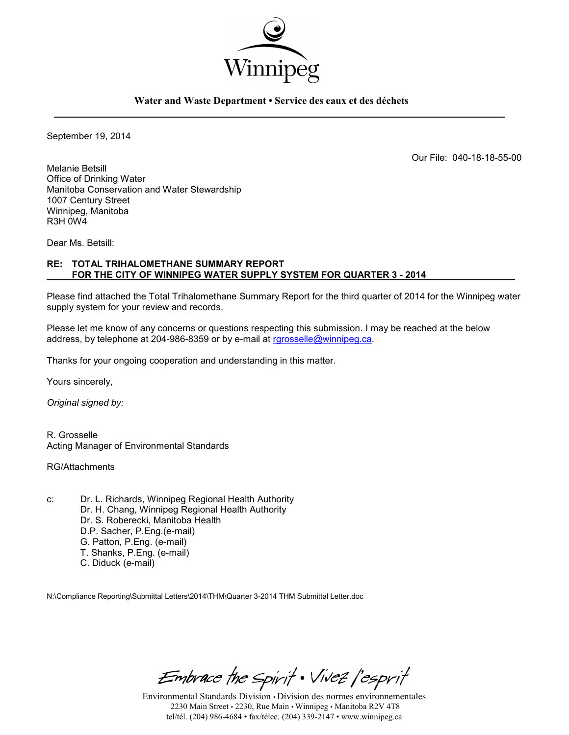Winnipeg

**Water and Waste Department • Service des eaux et des déchets**

September 19, 2014

Our File: 040-18-18-55-00

Melanie Betsill
Office of Drinking Water
Manitoba Conservation and Water Stewardship
1007 Century Street
Winnipeg, Manitoba
R3H 0W4

Dear Ms. Betsill:

**RE: TOTAL TRIHALOMETHANE SUMMARY REPORT FOR THE CITY OF WINNIPEG WATER SUPPLY SYSTEM FOR QUARTER 3 - 2014**

Please find attached the Total Trihalomethane Summary Report for the third quarter of 2014 for the Winnipeg water supply system for your review and records.

Please let me know of any concerns or questions respecting this submission. I may be reached at the below address, by telephone at 204-986-8359 or by e-mail at rgrosselle@winnipeg.ca.

Thanks for your ongoing cooperation and understanding in this matter.

Yours sincerely,

*Original signed by:*

R. Grosselle
Acting Manager of Environmental Standards

RG/Attachments

c: Dr. L. Richards, Winnipeg Regional Health Authority
Dr. H. Chang, Winnipeg Regional Health Authority
Dr. S. Roberecki, Manitoba Health
D.P. Sacher, P.Eng.(e-mail)
G. Patton, P.Eng. (e-mail)
T. Shanks, P.Eng. (e-mail)
C. Diduck (e-mail)

N:\Compliance Reporting\Submittal Letters\2014\THM\Quarter 3-2014 THM Submittal Letter.doc

Embrace the Spirit • Vivez l'esprit

Environmental Standards Division • Division des normes environnementales
2230 Main Street • 2230, Rue Main • Winnipeg • Manitoba R2V 4T8
tel/tél. (204) 986-4684 • fax/télec. (204) 339-2147 • www.winnipeg.ca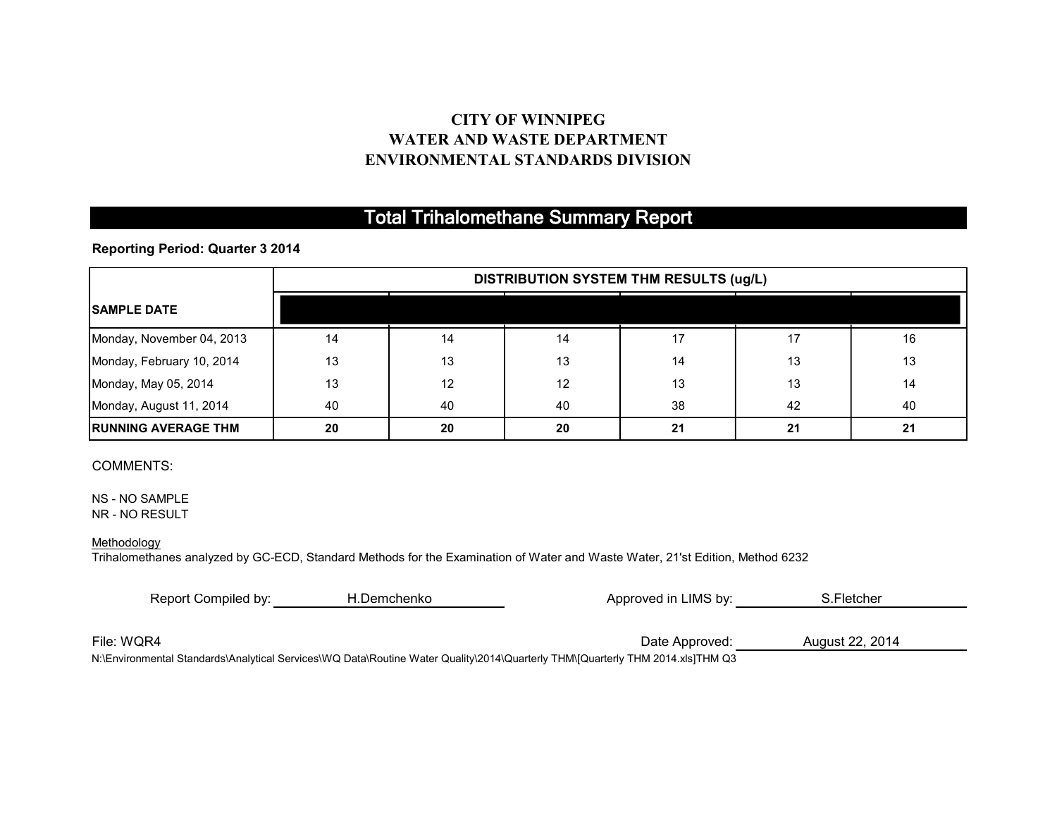**CITY OF WINNIPEG**
**WATER AND WASTE DEPARTMENT**
**ENVIRONMENTAL STANDARDS DIVISION**

# Total Trihalomethane Summary Report

**Reporting Period: Quarter 3 2014**

| | DISTRIBUTION SYSTEM THM RESULTS (ug/L) | | | | | |
|---|---|---|---|---|---|---|
| **SAMPLE DATE** | | | | | | |
| Monday, November 04, 2013 | 14 | 14 | 14 | 17 | 17 | 16 |
| Monday, February 10, 2014 | 13 | 13 | 13 | 14 | 13 | 13 |
| Monday, May 05, 2014 | 13 | 12 | 12 | 13 | 13 | 14 |
| Monday, August 11, 2014 | 40 | 40 | 40 | 38 | 42 | 40 |
| **RUNNING AVERAGE THM** | **20** | **20** | **20** | **21** | **21** | **21** |

COMMENTS:

NS - NO SAMPLE
NR - NO RESULT

Methodology
Trihalomethanes analyzed by GC-ECD, Standard Methods for the Examination of Water and Waste Water, 21'st Edition, Method 6232

Report Compiled by: H.Demchenko

Approved in LIMS by: S.Fletcher

File: WQR4

Date Approved: August 22, 2014

N:\Environmental Standards\Analytical Services\WQ Data\Routine Water Quality\2014\Quarterly THM\[Quarterly THM 2014.xls]THM Q3